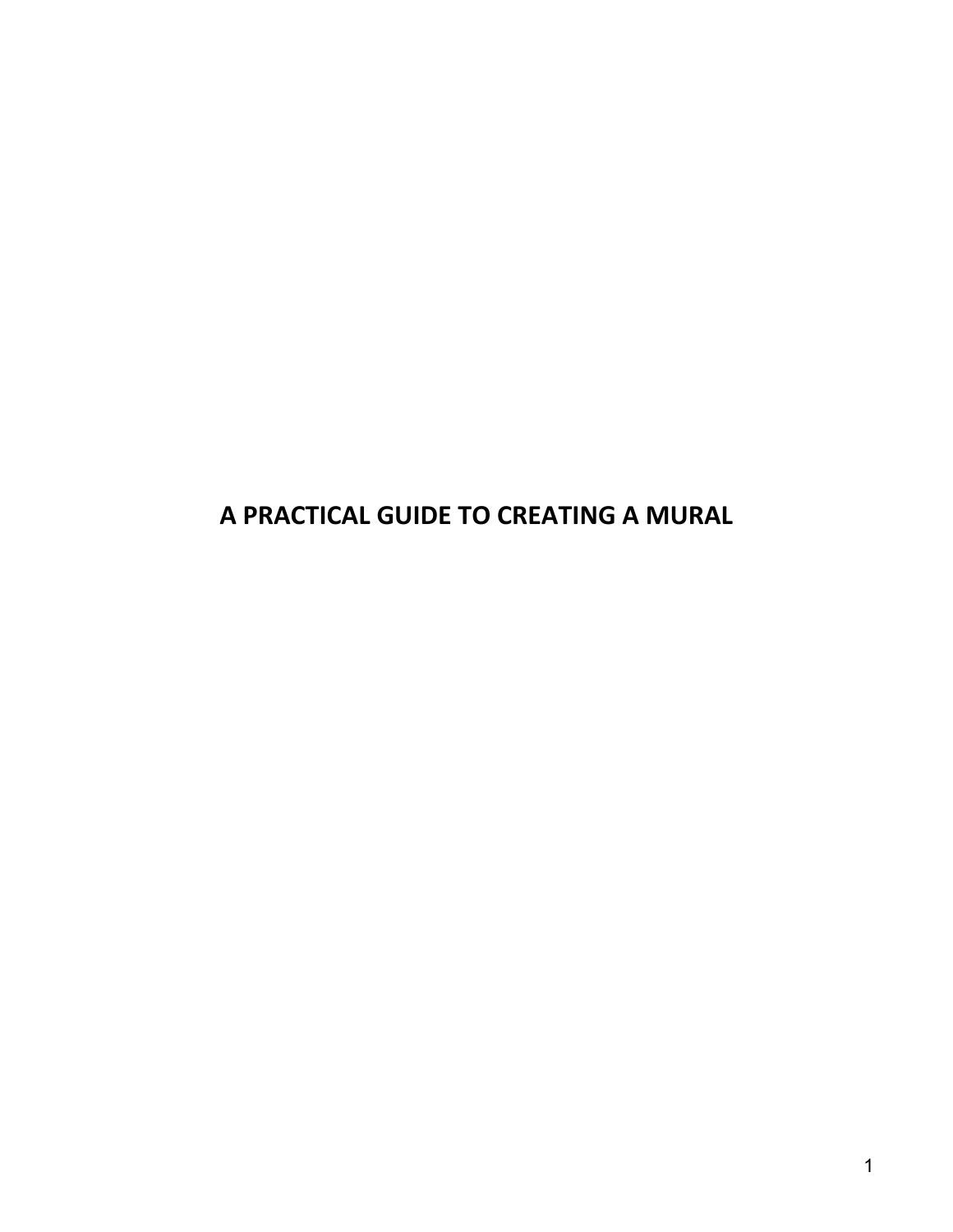# A PRACTICAL GUIDE TO CREATING A MURAL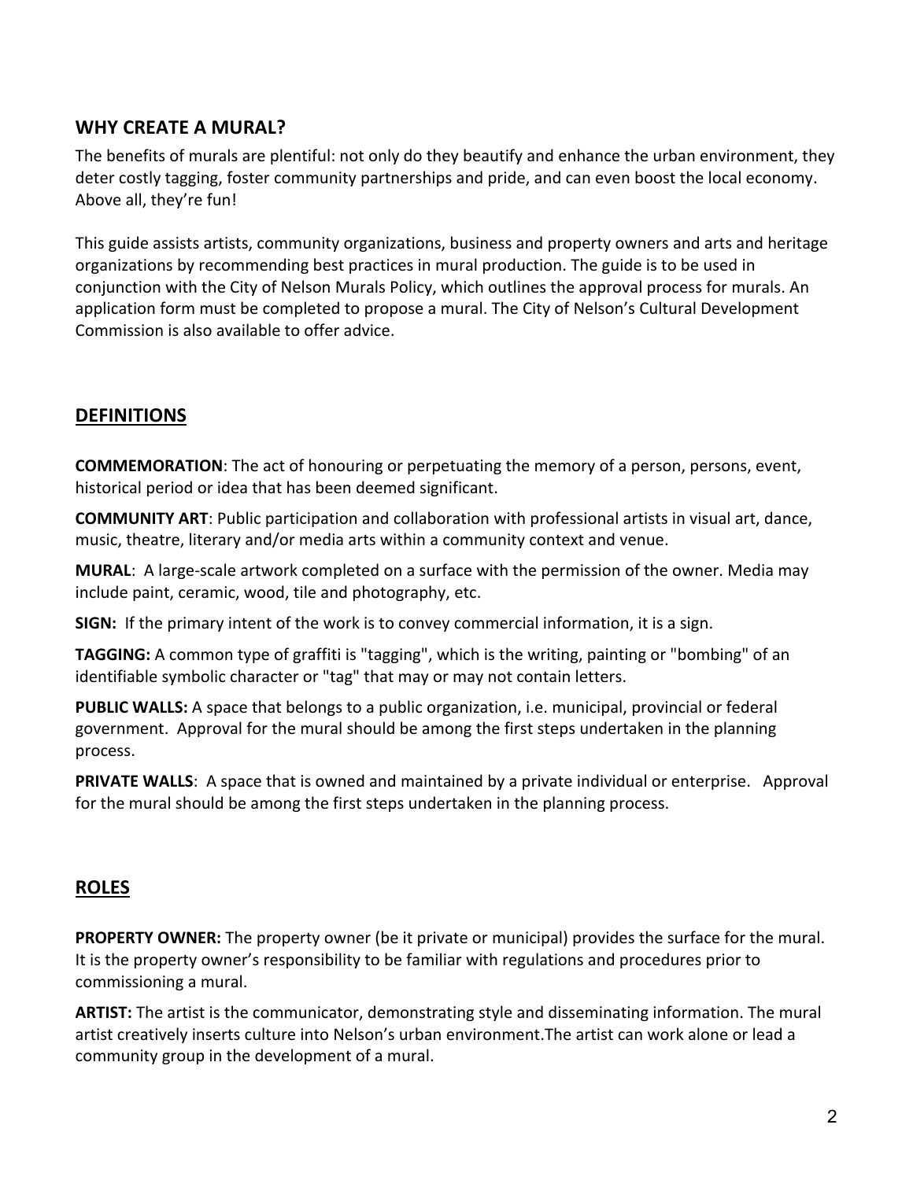## WHY CREATE A MURAL?

The benefits of murals are plentiful: not only do they beautify and enhance the urban environment, they deter costly tagging, foster community partnerships and pride, and can even boost the local economy. Above all, they're fun!

This guide assists artists, community organizations, business and property owners and arts and heritage organizations by recommending best practices in mural production. The guide is to be used in conjunction with the City of Nelson Murals Policy, which outlines the approval process for murals. An application form must be completed to propose a mural. The City of Nelson's Cultural Development Commission is also available to offer advice.

## DEFINITIONS

**COMMEMORATION**: The act of honouring or perpetuating the memory of a person, persons, event, historical period or idea that has been deemed significant.

**COMMUNITY ART**: Public participation and collaboration with professional artists in visual art, dance, music, theatre, literary and/or media arts within a community context and venue.

**MURAL**: A large-scale artwork completed on a surface with the permission of the owner. Media may include paint, ceramic, wood, tile and photography, etc.

**SIGN:** If the primary intent of the work is to convey commercial information, it is a sign.

**TAGGING:** A common type of graffiti is "tagging", which is the writing, painting or "bombing" of an identifiable symbolic character or "tag" that may or may not contain letters.

**PUBLIC WALLS:** A space that belongs to a public organization, i.e. municipal, provincial or federal government. Approval for the mural should be among the first steps undertaken in the planning process.

**PRIVATE WALLS**: A space that is owned and maintained by a private individual or enterprise. Approval for the mural should be among the first steps undertaken in the planning process.

## ROLES

**PROPERTY OWNER:** The property owner (be it private or municipal) provides the surface for the mural. It is the property owner's responsibility to be familiar with regulations and procedures prior to commissioning a mural.

**ARTIST:** The artist is the communicator, demonstrating style and disseminating information. The mural artist creatively inserts culture into Nelson's urban environment.The artist can work alone or lead a community group in the development of a mural.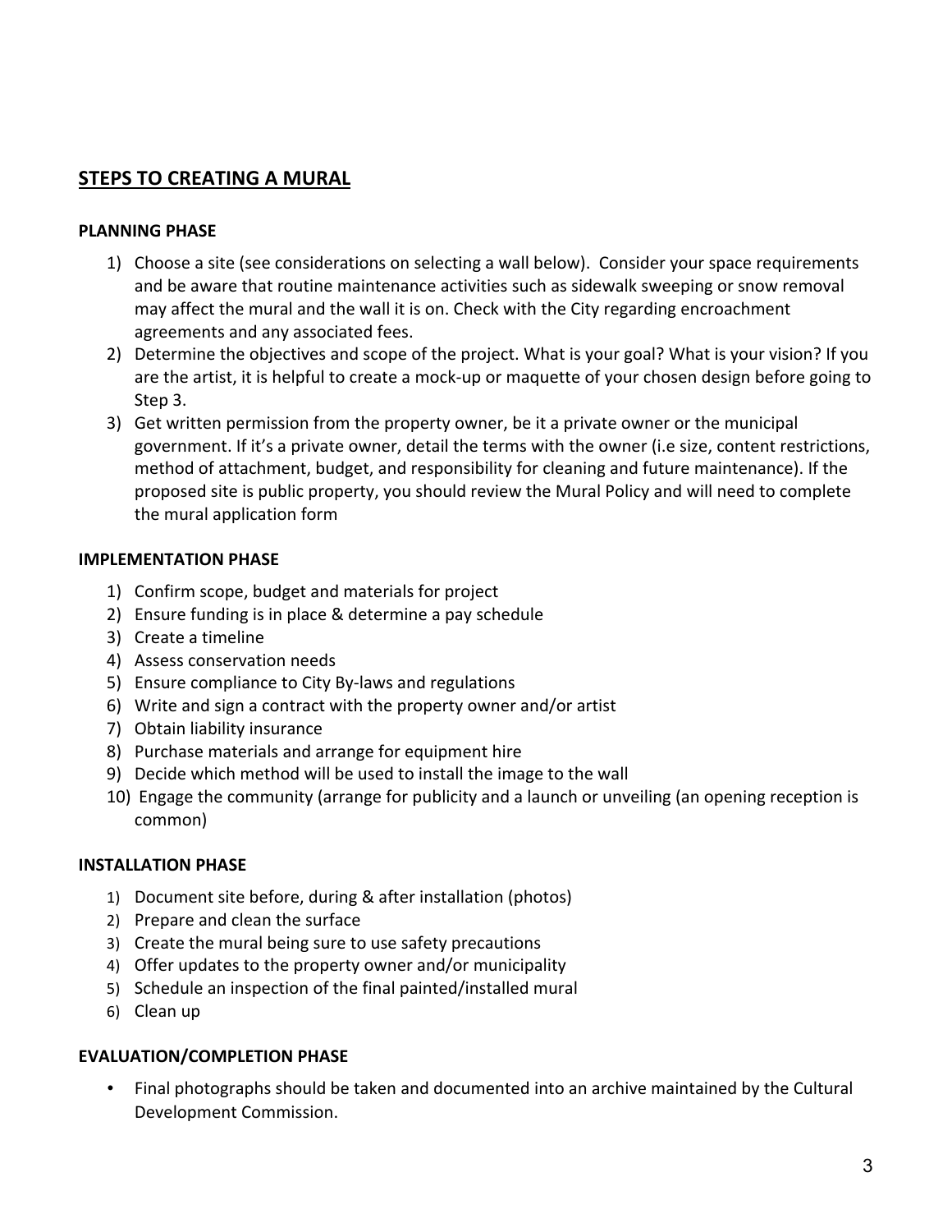## STEPS TO CREATING A MURAL

### PLANNING PHASE

1) Choose a site (see considerations on selecting a wall below). Consider your space requirements and be aware that routine maintenance activities such as sidewalk sweeping or snow removal may affect the mural and the wall it is on. Check with the City regarding encroachment agreements and any associated fees.
2) Determine the objectives and scope of the project. What is your goal? What is your vision? If you are the artist, it is helpful to create a mock-up or maquette of your chosen design before going to Step 3.
3) Get written permission from the property owner, be it a private owner or the municipal government. If it's a private owner, detail the terms with the owner (i.e size, content restrictions, method of attachment, budget, and responsibility for cleaning and future maintenance). If the proposed site is public property, you should review the Mural Policy and will need to complete the mural application form

### IMPLEMENTATION PHASE

1) Confirm scope, budget and materials for project
2) Ensure funding is in place & determine a pay schedule
3) Create a timeline
4) Assess conservation needs
5) Ensure compliance to City By-laws and regulations
6) Write and sign a contract with the property owner and/or artist
7) Obtain liability insurance
8) Purchase materials and arrange for equipment hire
9) Decide which method will be used to install the image to the wall
10) Engage the community (arrange for publicity and a launch or unveiling (an opening reception is common)

### INSTALLATION PHASE

1) Document site before, during & after installation (photos)
2) Prepare and clean the surface
3) Create the mural being sure to use safety precautions
4) Offer updates to the property owner and/or municipality
5) Schedule an inspection of the final painted/installed mural
6) Clean up

### EVALUATION/COMPLETION PHASE

- Final photographs should be taken and documented into an archive maintained by the Cultural Development Commission.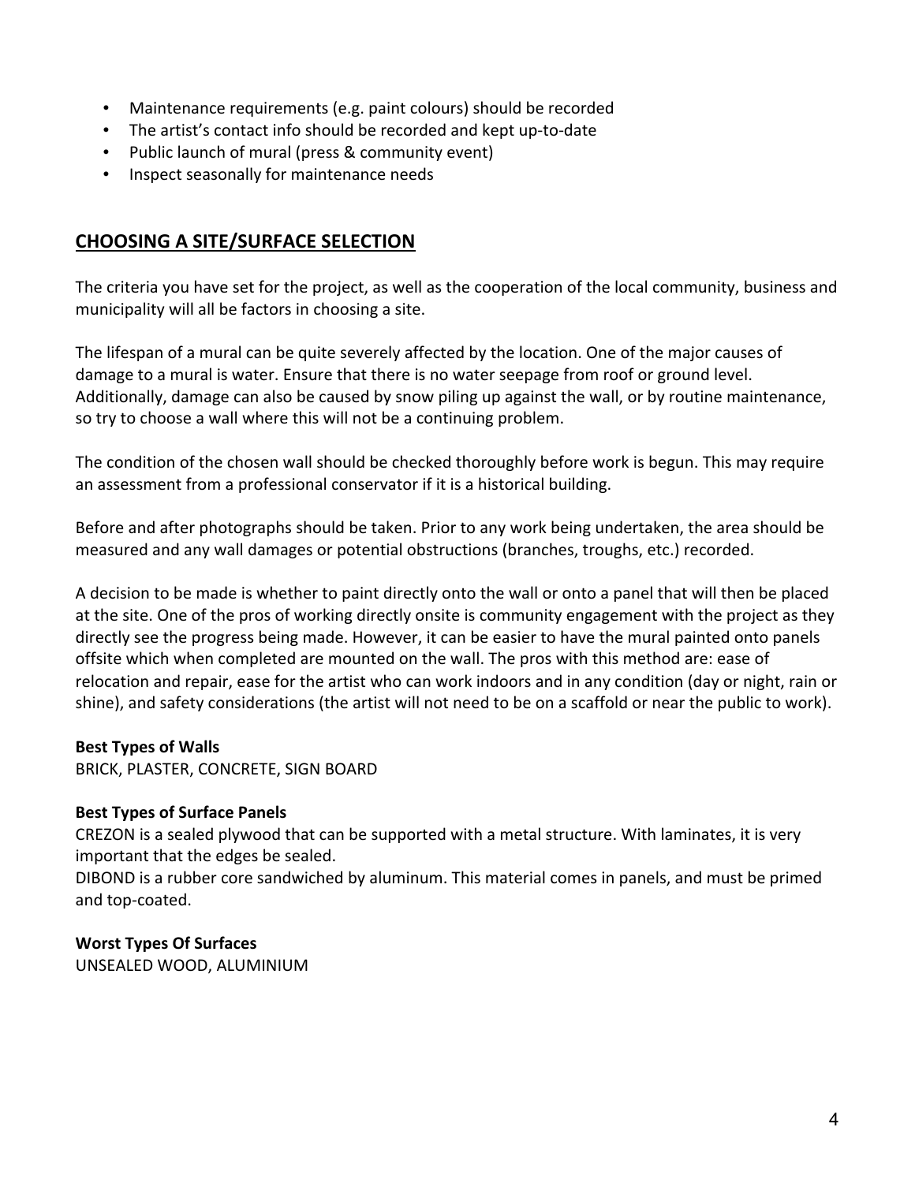- Maintenance requirements (e.g. paint colours) should be recorded
- The artist's contact info should be recorded and kept up-to-date
- Public launch of mural (press & community event)
- Inspect seasonally for maintenance needs

## CHOOSING A SITE/SURFACE SELECTION

The criteria you have set for the project, as well as the cooperation of the local community, business and municipality will all be factors in choosing a site.

The lifespan of a mural can be quite severely affected by the location. One of the major causes of damage to a mural is water. Ensure that there is no water seepage from roof or ground level. Additionally, damage can also be caused by snow piling up against the wall, or by routine maintenance, so try to choose a wall where this will not be a continuing problem.

The condition of the chosen wall should be checked thoroughly before work is begun. This may require an assessment from a professional conservator if it is a historical building.

Before and after photographs should be taken. Prior to any work being undertaken, the area should be measured and any wall damages or potential obstructions (branches, troughs, etc.) recorded.

A decision to be made is whether to paint directly onto the wall or onto a panel that will then be placed at the site. One of the pros of working directly onsite is community engagement with the project as they directly see the progress being made. However, it can be easier to have the mural painted onto panels offsite which when completed are mounted on the wall. The pros with this method are: ease of relocation and repair, ease for the artist who can work indoors and in any condition (day or night, rain or shine), and safety considerations (the artist will not need to be on a scaffold or near the public to work).

**Best Types of Walls**
BRICK, PLASTER, CONCRETE, SIGN BOARD

**Best Types of Surface Panels**
CREZON is a sealed plywood that can be supported with a metal structure. With laminates, it is very important that the edges be sealed.
DIBOND is a rubber core sandwiched by aluminum. This material comes in panels, and must be primed and top-coated.

**Worst Types Of Surfaces**
UNSEALED WOOD, ALUMINIUM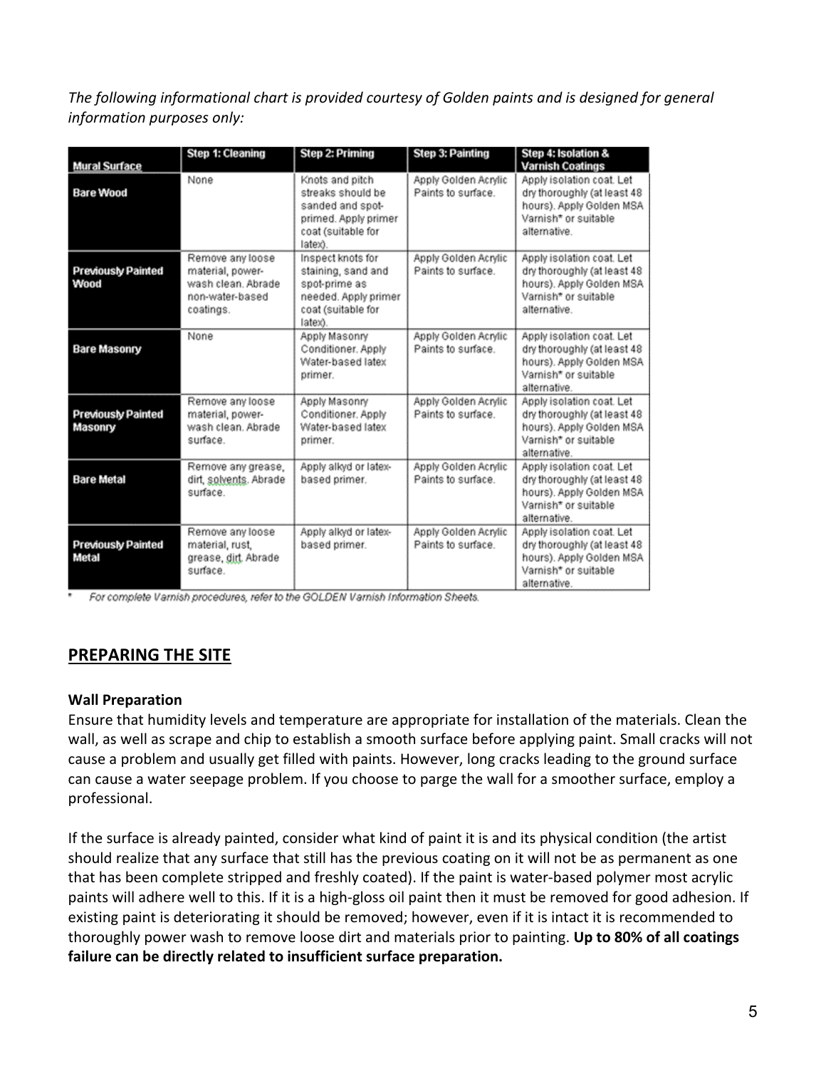*The following informational chart is provided courtesy of Golden paints and is designed for general information purposes only:*

| Mural Surface | Step 1: Cleaning | Step 2: Priming | Step 3: Painting | Step 4: Isolation & Varnish Coatings |
|---|---|---|---|---|
| **Bare Wood** | None | Knots and pitch streaks should be sanded and spot-primed. Apply primer coat (suitable for latex). | Apply Golden Acrylic Paints to surface. | Apply isolation coat. Let dry thoroughly (at least 48 hours). Apply Golden MSA Varnish* or suitable alternative. |
| **Previously Painted Wood** | Remove any loose material, power-wash clean. Abrade non-water-based coatings. | Inspect knots for staining, sand and spot-prime as needed. Apply primer coat (suitable for latex). | Apply Golden Acrylic Paints to surface. | Apply isolation coat. Let dry thoroughly (at least 48 hours). Apply Golden MSA Varnish* or suitable alternative. |
| **Bare Masonry** | None | Apply Masonry Conditioner. Apply Water-based latex primer. | Apply Golden Acrylic Paints to surface. | Apply isolation coat. Let dry thoroughly (at least 48 hours). Apply Golden MSA Varnish* or suitable alternative. |
| **Previously Painted Masonry** | Remove any loose material, power-wash clean. Abrade surface. | Apply Masonry Conditioner. Apply Water-based latex primer. | Apply Golden Acrylic Paints to surface. | Apply isolation coat. Let dry thoroughly (at least 48 hours). Apply Golden MSA Varnish* or suitable alternative. |
| **Bare Metal** | Remove any grease, dirt, solvents. Abrade surface. | Apply alkyd or latex-based primer. | Apply Golden Acrylic Paints to surface. | Apply isolation coat. Let dry thoroughly (at least 48 hours). Apply Golden MSA Varnish* or suitable alternative. |
| **Previously Painted Metal** | Remove any loose material, rust, grease, dirt. Abrade surface. | Apply alkyd or latex-based primer. | Apply Golden Acrylic Paints to surface. | Apply isolation coat. Let dry thoroughly (at least 48 hours). Apply Golden MSA Varnish* or suitable alternative. |

\* For complete Varnish procedures, refer to the GOLDEN Varnish Information Sheets.

## PREPARING THE SITE

### Wall Preparation

Ensure that humidity levels and temperature are appropriate for installation of the materials. Clean the wall, as well as scrape and chip to establish a smooth surface before applying paint. Small cracks will not cause a problem and usually get filled with paints. However, long cracks leading to the ground surface can cause a water seepage problem. If you choose to parge the wall for a smoother surface, employ a professional.

If the surface is already painted, consider what kind of paint it is and its physical condition (the artist should realize that any surface that still has the previous coating on it will not be as permanent as one that has been complete stripped and freshly coated). If the paint is water-based polymer most acrylic paints will adhere well to this. If it is a high-gloss oil paint then it must be removed for good adhesion. If existing paint is deteriorating it should be removed; however, even if it is intact it is recommended to thoroughly power wash to remove loose dirt and materials prior to painting. **Up to 80% of all coatings failure can be directly related to insufficient surface preparation.**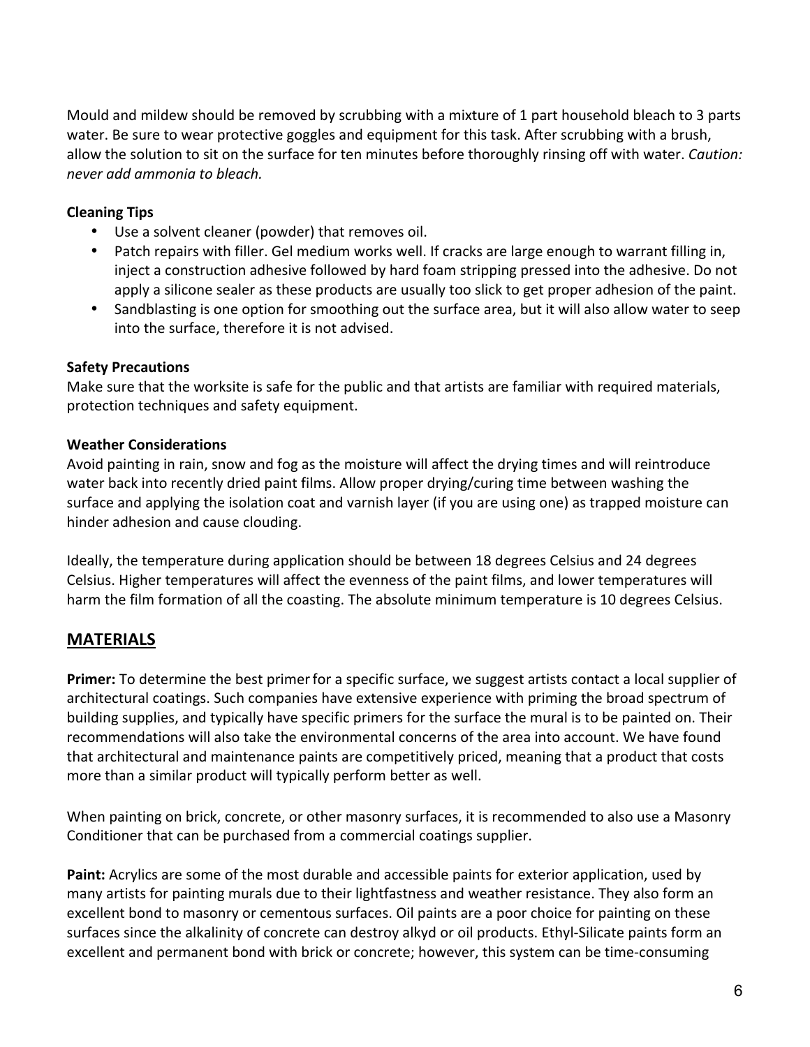Mould and mildew should be removed by scrubbing with a mixture of 1 part household bleach to 3 parts water. Be sure to wear protective goggles and equipment for this task. After scrubbing with a brush, allow the solution to sit on the surface for ten minutes before thoroughly rinsing off with water. *Caution: never add ammonia to bleach.*

**Cleaning Tips**

- Use a solvent cleaner (powder) that removes oil.
- Patch repairs with filler. Gel medium works well. If cracks are large enough to warrant filling in, inject a construction adhesive followed by hard foam stripping pressed into the adhesive. Do not apply a silicone sealer as these products are usually too slick to get proper adhesion of the paint.
- Sandblasting is one option for smoothing out the surface area, but it will also allow water to seep into the surface, therefore it is not advised.

**Safety Precautions**

Make sure that the worksite is safe for the public and that artists are familiar with required materials, protection techniques and safety equipment.

**Weather Considerations**

Avoid painting in rain, snow and fog as the moisture will affect the drying times and will reintroduce water back into recently dried paint films. Allow proper drying/curing time between washing the surface and applying the isolation coat and varnish layer (if you are using one) as trapped moisture can hinder adhesion and cause clouding.

Ideally, the temperature during application should be between 18 degrees Celsius and 24 degrees Celsius. Higher temperatures will affect the evenness of the paint films, and lower temperatures will harm the film formation of all the coasting. The absolute minimum temperature is 10 degrees Celsius.

## MATERIALS

**Primer:** To determine the best primer for a specific surface, we suggest artists contact a local supplier of architectural coatings. Such companies have extensive experience with priming the broad spectrum of building supplies, and typically have specific primers for the surface the mural is to be painted on. Their recommendations will also take the environmental concerns of the area into account. We have found that architectural and maintenance paints are competitively priced, meaning that a product that costs more than a similar product will typically perform better as well.

When painting on brick, concrete, or other masonry surfaces, it is recommended to also use a Masonry Conditioner that can be purchased from a commercial coatings supplier.

**Paint:** Acrylics are some of the most durable and accessible paints for exterior application, used by many artists for painting murals due to their lightfastness and weather resistance. They also form an excellent bond to masonry or cementous surfaces. Oil paints are a poor choice for painting on these surfaces since the alkalinity of concrete can destroy alkyd or oil products. Ethyl-Silicate paints form an excellent and permanent bond with brick or concrete; however, this system can be time-consuming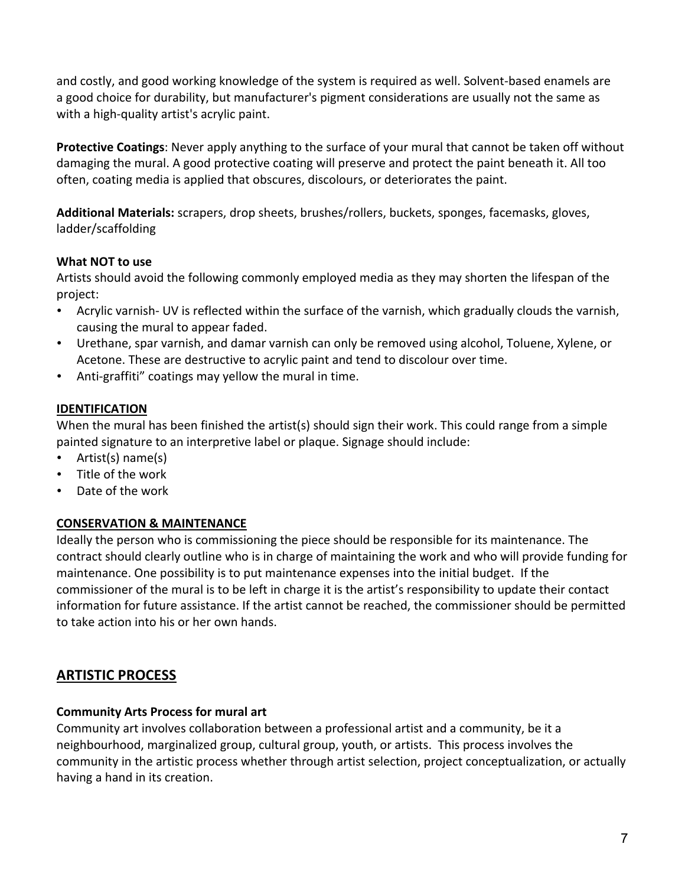and costly, and good working knowledge of the system is required as well. Solvent-based enamels are a good choice for durability, but manufacturer's pigment considerations are usually not the same as with a high-quality artist's acrylic paint.

**Protective Coatings**: Never apply anything to the surface of your mural that cannot be taken off without damaging the mural. A good protective coating will preserve and protect the paint beneath it. All too often, coating media is applied that obscures, discolours, or deteriorates the paint.

**Additional Materials:** scrapers, drop sheets, brushes/rollers, buckets, sponges, facemasks, gloves, ladder/scaffolding

**What NOT to use**

Artists should avoid the following commonly employed media as they may shorten the lifespan of the project:

- Acrylic varnish- UV is reflected within the surface of the varnish, which gradually clouds the varnish, causing the mural to appear faded.
- Urethane, spar varnish, and damar varnish can only be removed using alcohol, Toluene, Xylene, or Acetone. These are destructive to acrylic paint and tend to discolour over time.
- Anti-graffiti" coatings may yellow the mural in time.

### IDENTIFICATION

When the mural has been finished the artist(s) should sign their work. This could range from a simple painted signature to an interpretive label or plaque. Signage should include:

- Artist(s) name(s)
- Title of the work
- Date of the work

### CONSERVATION & MAINTENANCE

Ideally the person who is commissioning the piece should be responsible for its maintenance. The contract should clearly outline who is in charge of maintaining the work and who will provide funding for maintenance. One possibility is to put maintenance expenses into the initial budget. If the commissioner of the mural is to be left in charge it is the artist's responsibility to update their contact information for future assistance. If the artist cannot be reached, the commissioner should be permitted to take action into his or her own hands.

## ARTISTIC PROCESS

**Community Arts Process for mural art**

Community art involves collaboration between a professional artist and a community, be it a neighbourhood, marginalized group, cultural group, youth, or artists. This process involves the community in the artistic process whether through artist selection, project conceptualization, or actually having a hand in its creation.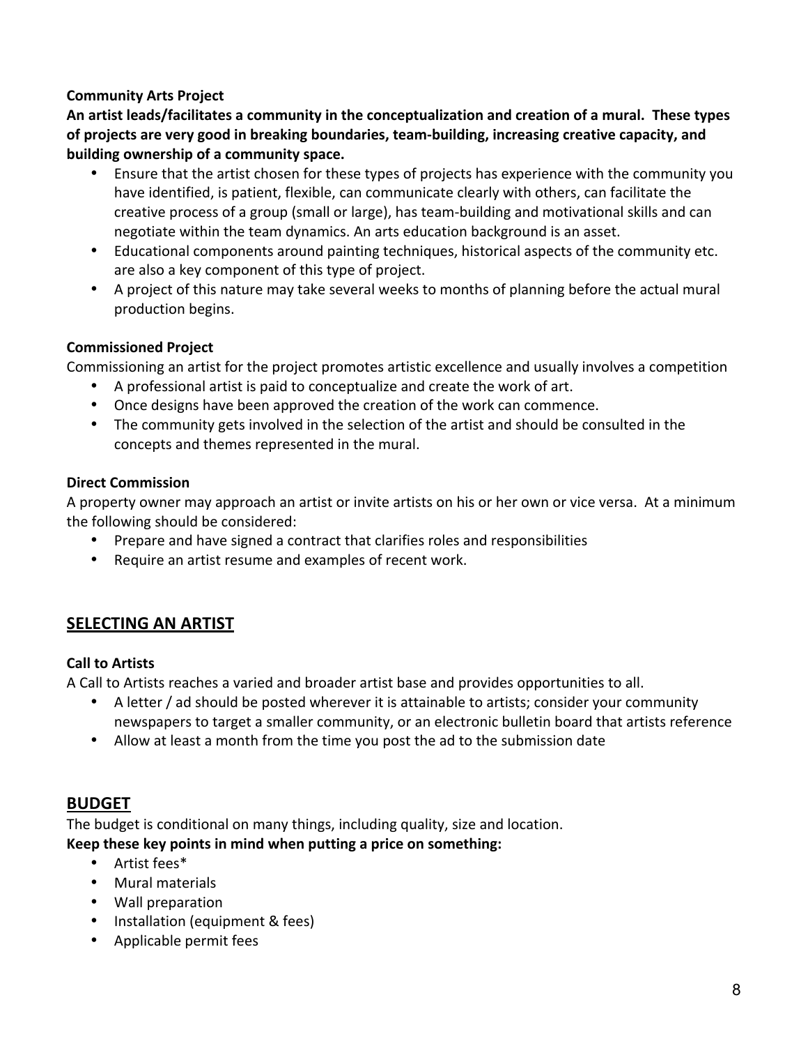**Community Arts Project**

**An artist leads/facilitates a community in the conceptualization and creation of a mural. These types of projects are very good in breaking boundaries, team-building, increasing creative capacity, and building ownership of a community space.**

- Ensure that the artist chosen for these types of projects has experience with the community you have identified, is patient, flexible, can communicate clearly with others, can facilitate the creative process of a group (small or large), has team-building and motivational skills and can negotiate within the team dynamics. An arts education background is an asset.
- Educational components around painting techniques, historical aspects of the community etc. are also a key component of this type of project.
- A project of this nature may take several weeks to months of planning before the actual mural production begins.

**Commissioned Project**

Commissioning an artist for the project promotes artistic excellence and usually involves a competition

- A professional artist is paid to conceptualize and create the work of art.
- Once designs have been approved the creation of the work can commence.
- The community gets involved in the selection of the artist and should be consulted in the concepts and themes represented in the mural.

**Direct Commission**

A property owner may approach an artist or invite artists on his or her own or vice versa. At a minimum the following should be considered:

- Prepare and have signed a contract that clarifies roles and responsibilities
- Require an artist resume and examples of recent work.

## SELECTING AN ARTIST

**Call to Artists**

A Call to Artists reaches a varied and broader artist base and provides opportunities to all.

- A letter / ad should be posted wherever it is attainable to artists; consider your community newspapers to target a smaller community, or an electronic bulletin board that artists reference
- Allow at least a month from the time you post the ad to the submission date

## BUDGET

The budget is conditional on many things, including quality, size and location.

**Keep these key points in mind when putting a price on something:**

- Artist fees*
- Mural materials
- Wall preparation
- Installation (equipment & fees)
- Applicable permit fees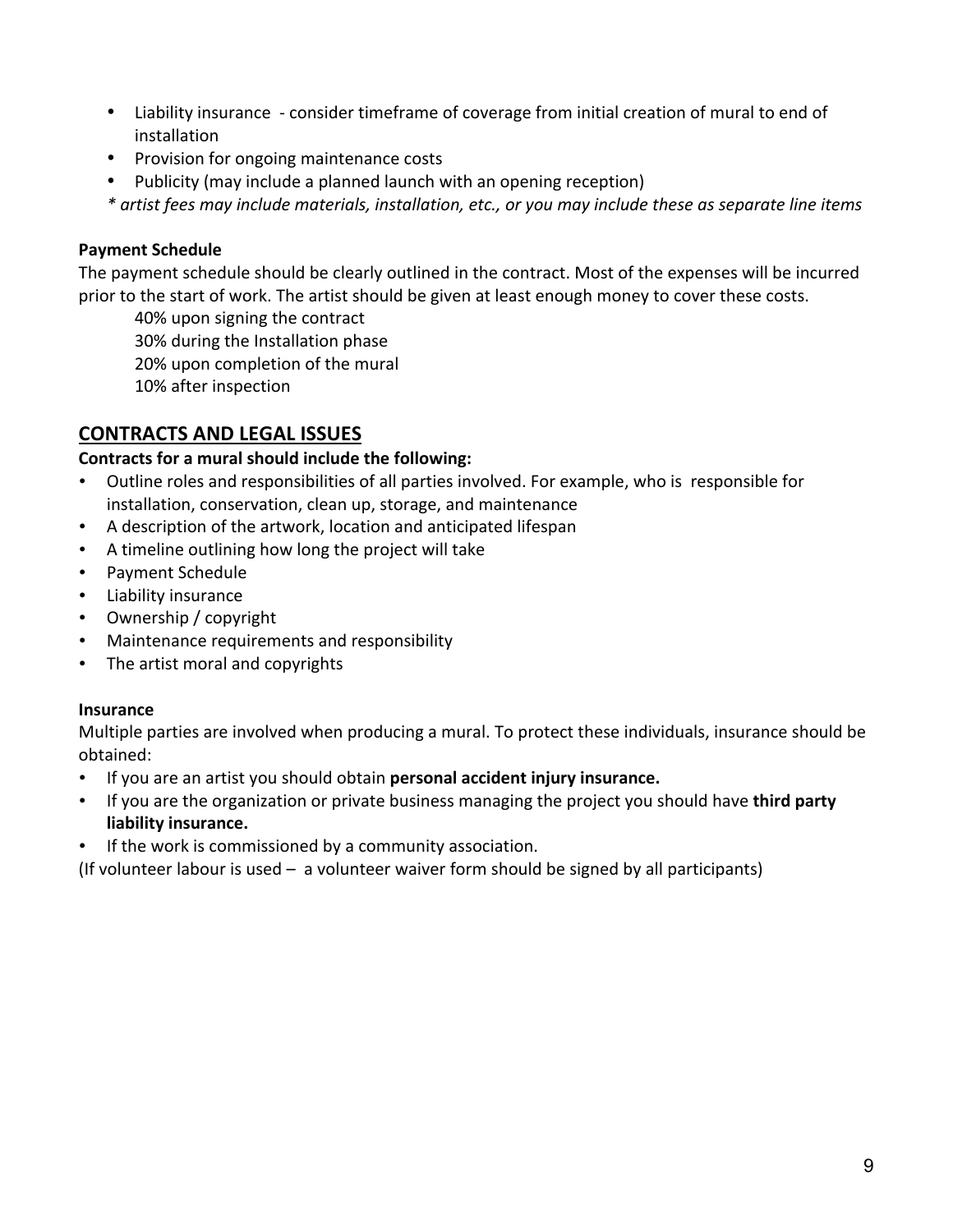- Liability insurance  - consider timeframe of coverage from initial creation of mural to end of installation
- Provision for ongoing maintenance costs
- Publicity (may include a planned launch with an opening reception)

*\* artist fees may include materials, installation, etc., or you may include these as separate line items*

**Payment Schedule**

The payment schedule should be clearly outlined in the contract. Most of the expenses will be incurred prior to the start of work. The artist should be given at least enough money to cover these costs.

40% upon signing the contract
30% during the Installation phase
20% upon completion of the mural
10% after inspection

## CONTRACTS AND LEGAL ISSUES

**Contracts for a mural should include the following:**

- Outline roles and responsibilities of all parties involved. For example, who is  responsible for installation, conservation, clean up, storage, and maintenance
- A description of the artwork, location and anticipated lifespan
- A timeline outlining how long the project will take
- Payment Schedule
- Liability insurance
- Ownership / copyright
- Maintenance requirements and responsibility
- The artist moral and copyrights

**Insurance**

Multiple parties are involved when producing a mural. To protect these individuals, insurance should be obtained:

- If you are an artist you should obtain **personal accident injury insurance.**
- If you are the organization or private business managing the project you should have **third party liability insurance.**
- If the work is commissioned by a community association.

(If volunteer labour is used –  a volunteer waiver form should be signed by all participants)